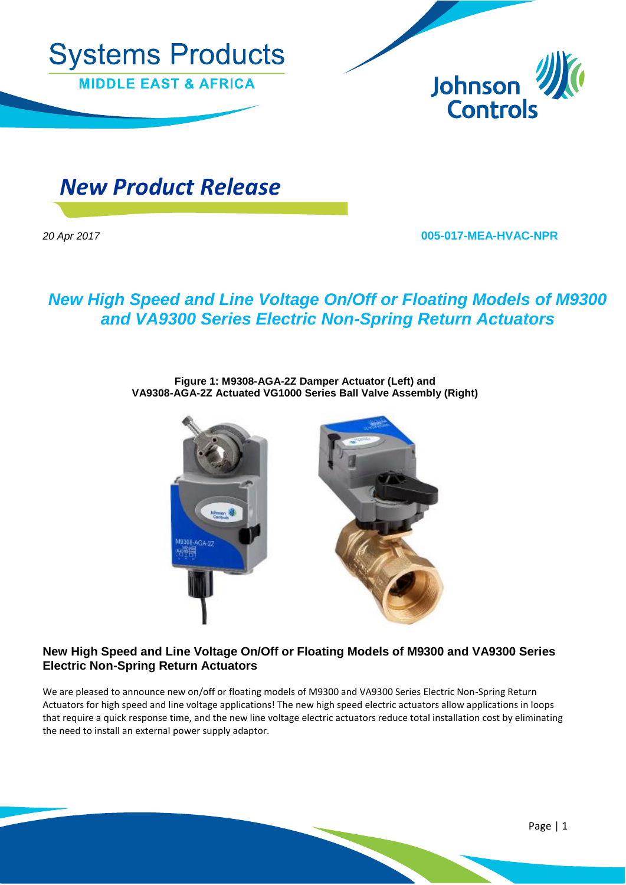Systems Products

MIDDLE EAST & AFRICA

# *New Product Release*

*20 Apr 2017* **005-017-MEA-HVAC-NPR**

## *New High Speed and Line Voltage On/Off or Floating Models of M9300 and VA9300 Series Electric Non-Spring Return Actuators*

**Figure 1: M9308-AGA-2Z Damper Actuator (Left) and VA9308-AGA-2Z Actuated VG1000 Series Ball Valve Assembly (Right)**

### New High Speed and Line Voltage On/Off or Floating Models of M9300 and VA9300 Series Electric Non-Spring Return Actuators

We are pleased to announce new on/off or floating models of M9300 and VA9300 Series Electric Non-Spring Return Actuators for high speed and line voltage applications! The new high speed electric actuators allow applications in loops that require a quick response time, and the new line voltage electric actuators reduce total installation cost by eliminating the need to install an external power supply adaptor.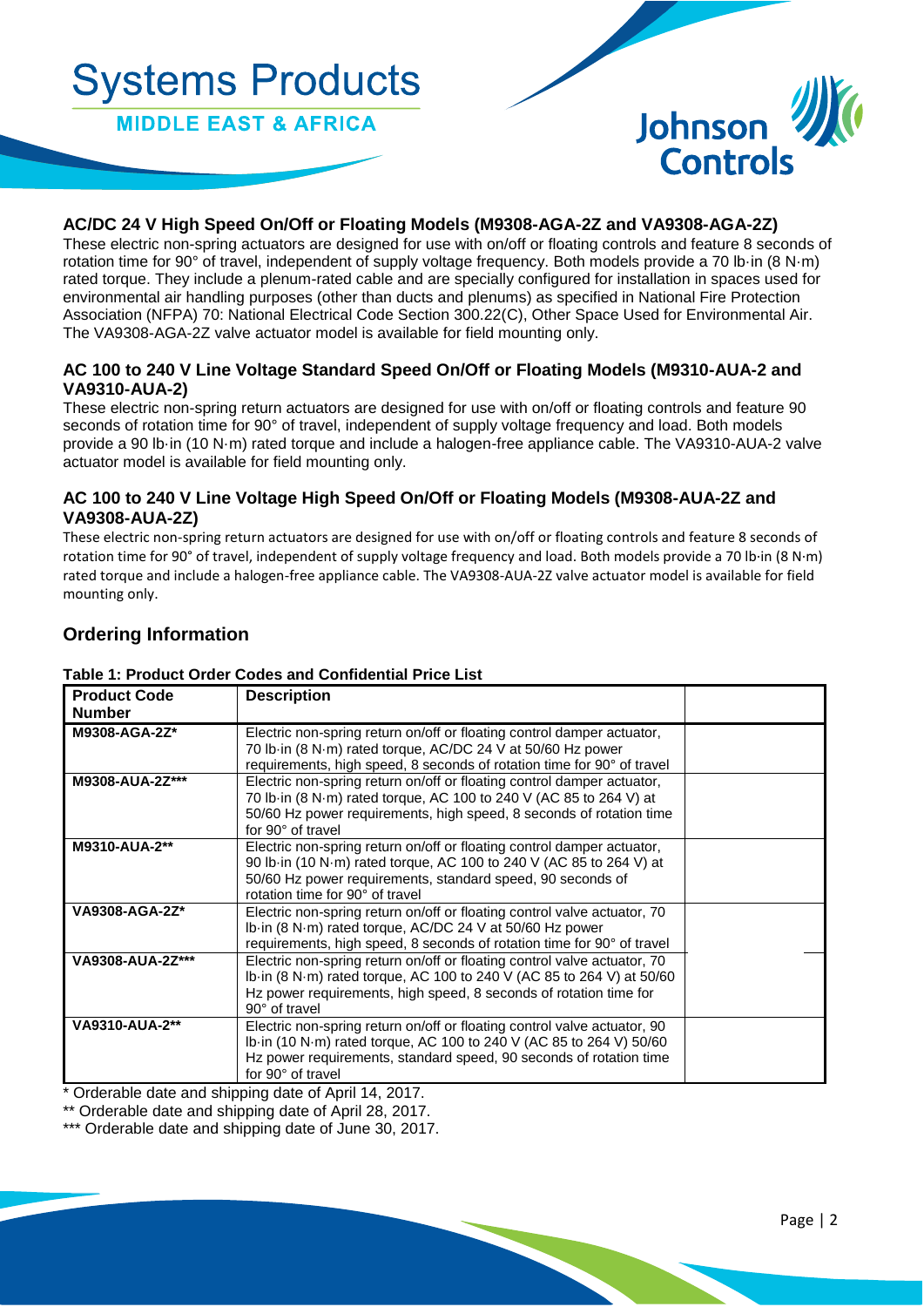### AC/DC 24 V High Speed On/Off or Floating Models (M9308-AGA-2Z and VA9308-AGA-2Z)

These electric non-spring actuators are designed for use with on/off or floating controls and feature 8 seconds of rotation time for 90° of travel, independent of supply voltage frequency. Both models provide a 70 lb·in (8 N·m) rated torque. They include a plenum-rated cable and are specially configured for installation in spaces used for environmental air handling purposes (other than ducts and plenums) as specified in National Fire Protection Association (NFPA) 70: National Electrical Code Section 300.22(C), Other Space Used for Environmental Air. The VA9308-AGA-2Z valve actuator model is available for field mounting only.

### AC 100 to 240 V Line Voltage Standard Speed On/Off or Floating Models (M9310-AUA-2 and VA9310-AUA-2)

These electric non-spring return actuators are designed for use with on/off or floating controls and feature 90 seconds of rotation time for 90° of travel, independent of supply voltage frequency and load. Both models provide a 90 lb·in (10 N·m) rated torque and include a halogen-free appliance cable. The VA9310-AUA-2 valve actuator model is available for field mounting only.

### AC 100 to 240 V Line Voltage High Speed On/Off or Floating Models (M9308-AUA-2Z and VA9308-AUA-2Z)

These electric non-spring return actuators are designed for use with on/off or floating controls and feature 8 seconds of rotation time for 90° of travel, independent of supply voltage frequency and load. Both models provide a 70 lb·in (8 N·m) rated torque and include a halogen-free appliance cable. The VA9308-AUA-2Z valve actuator model is available for field mounting only.

## Ordering Information

**Table 1: Product Order Codes and Confidential Price List**

| Product Code Number | Description | |
|---|---|---|
| M9308-AGA-2Z* | Electric non-spring return on/off or floating control damper actuator, 70 lb·in (8 N·m) rated torque, AC/DC 24 V at 50/60 Hz power requirements, high speed, 8 seconds of rotation time for 90° of travel | |
| M9308-AUA-2Z*** | Electric non-spring return on/off or floating control damper actuator, 70 lb·in (8 N·m) rated torque, AC 100 to 240 V (AC 85 to 264 V) at 50/60 Hz power requirements, high speed, 8 seconds of rotation time for 90° of travel | |
| M9310-AUA-2** | Electric non-spring return on/off or floating control damper actuator, 90 lb·in (10 N·m) rated torque, AC 100 to 240 V (AC 85 to 264 V) at 50/60 Hz power requirements, standard speed, 90 seconds of rotation time for 90° of travel | |
| VA9308-AGA-2Z* | Electric non-spring return on/off or floating control valve actuator, 70 lb·in (8 N·m) rated torque, AC/DC 24 V at 50/60 Hz power requirements, high speed, 8 seconds of rotation time for 90° of travel | |
| VA9308-AUA-2Z*** | Electric non-spring return on/off or floating control valve actuator, 70 lb·in (8 N·m) rated torque, AC 100 to 240 V (AC 85 to 264 V) at 50/60 Hz power requirements, high speed, 8 seconds of rotation time for 90° of travel | |
| VA9310-AUA-2** | Electric non-spring return on/off or floating control valve actuator, 90 lb·in (10 N·m) rated torque, AC 100 to 240 V (AC 85 to 264 V) 50/60 Hz power requirements, standard speed, 90 seconds of rotation time for 90° of travel | |

\* Orderable date and shipping date of April 14, 2017.

** Orderable date and shipping date of April 28, 2017.

*** Orderable date and shipping date of June 30, 2017.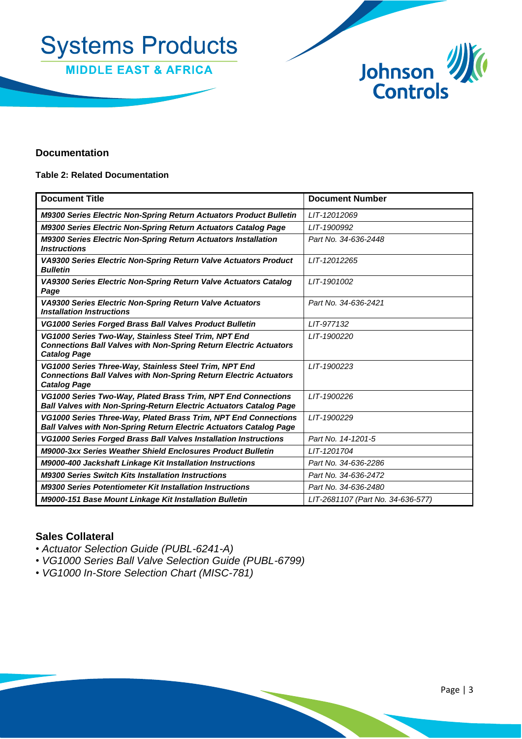## Documentation

**Table 2: Related Documentation**

| Document Title | Document Number |
|---|---|
| ***M9300 Series Electric Non-Spring Return Actuators Product Bulletin*** | *LIT-12012069* |
| ***M9300 Series Electric Non-Spring Return Actuators Catalog Page*** | *LIT-1900992* |
| ***M9300 Series Electric Non-Spring Return Actuators Installation Instructions*** | *Part No. 34-636-2448* |
| ***VA9300 Series Electric Non-Spring Return Valve Actuators Product Bulletin*** | *LIT-12012265* |
| ***VA9300 Series Electric Non-Spring Return Valve Actuators Catalog Page*** | *LIT-1901002* |
| ***VA9300 Series Electric Non-Spring Return Valve Actuators Installation Instructions*** | *Part No. 34-636-2421* |
| ***VG1000 Series Forged Brass Ball Valves Product Bulletin*** | *LIT-977132* |
| ***VG1000 Series Two-Way, Stainless Steel Trim, NPT End Connections Ball Valves with Non-Spring Return Electric Actuators Catalog Page*** | *LIT-1900220* |
| ***VG1000 Series Three-Way, Stainless Steel Trim, NPT End Connections Ball Valves with Non-Spring Return Electric Actuators Catalog Page*** | *LIT-1900223* |
| ***VG1000 Series Two-Way, Plated Brass Trim, NPT End Connections Ball Valves with Non-Spring-Return Electric Actuators Catalog Page*** | *LIT-1900226* |
| ***VG1000 Series Three-Way, Plated Brass Trim, NPT End Connections Ball Valves with Non-Spring Return Electric Actuators Catalog Page*** | *LIT-1900229* |
| ***VG1000 Series Forged Brass Ball Valves Installation Instructions*** | *Part No. 14-1201-5* |
| ***M9000-3xx Series Weather Shield Enclosures Product Bulletin*** | *LIT-1201704* |
| ***M9000-400 Jackshaft Linkage Kit Installation Instructions*** | *Part No. 34-636-2286* |
| ***M9300 Series Switch Kits Installation Instructions*** | *Part No. 34-636-2472* |
| ***M9300 Series Potentiometer Kit Installation Instructions*** | *Part No. 34-636-2480* |
| ***M9000-151 Base Mount Linkage Kit Installation Bulletin*** | *LIT-2681107 (Part No. 34-636-577)* |

## Sales Collateral

- *Actuator Selection Guide (PUBL-6241-A)*
- *VG1000 Series Ball Valve Selection Guide (PUBL-6799)*
- *VG1000 In-Store Selection Chart (MISC-781)*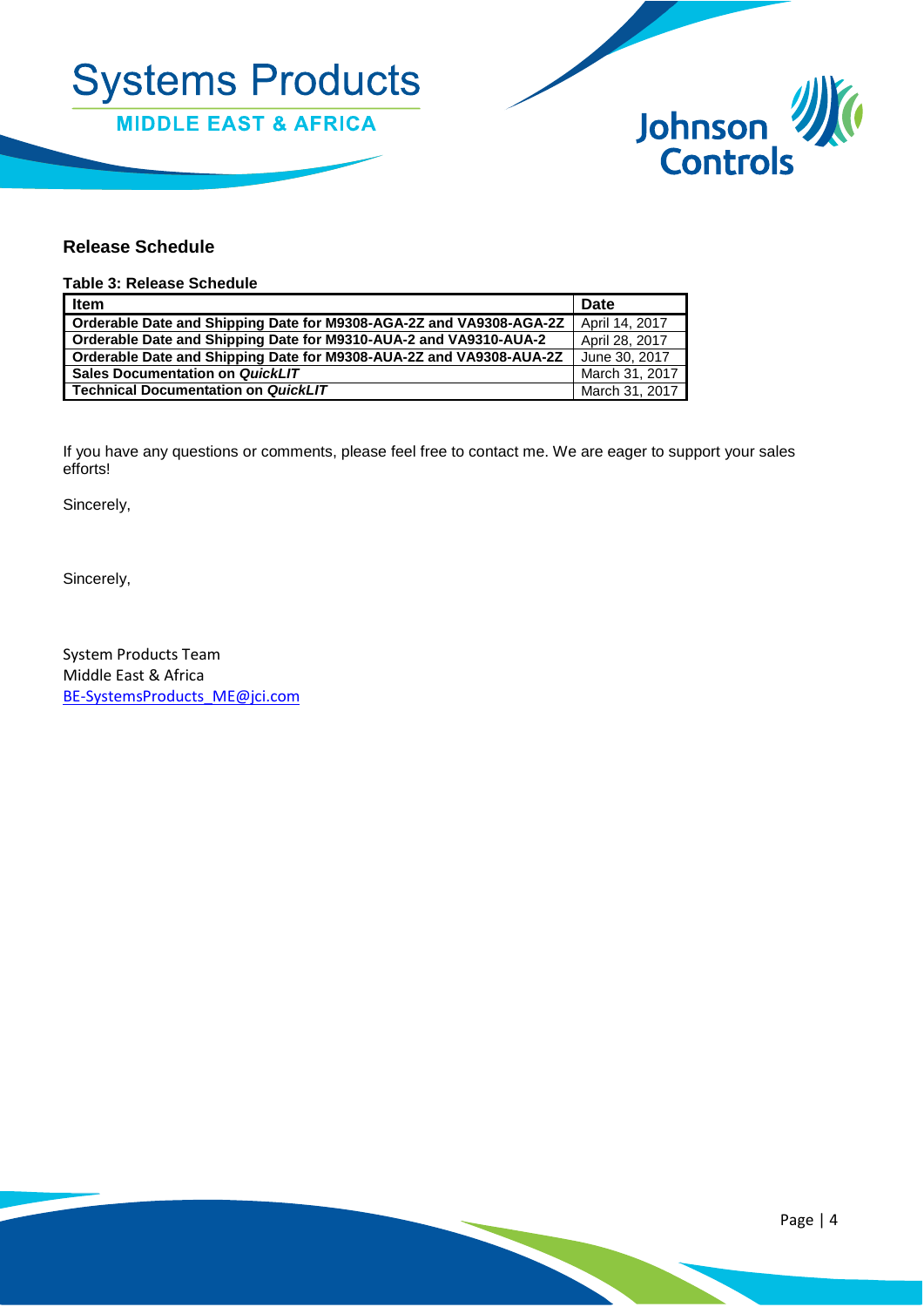## Release Schedule

**Table 3: Release Schedule**

| Item | Date |
|---|---|
| **Orderable Date and Shipping Date for M9308-AGA-2Z and VA9308-AGA-2Z** | April 14, 2017 |
| **Orderable Date and Shipping Date for M9310-AUA-2 and VA9310-AUA-2** | April 28, 2017 |
| **Orderable Date and Shipping Date for M9308-AUA-2Z and VA9308-AUA-2Z** | June 30, 2017 |
| **Sales Documentation on *QuickLIT*** | March 31, 2017 |
| **Technical Documentation on *QuickLIT*** | March 31, 2017 |

If you have any questions or comments, please feel free to contact me. We are eager to support your sales efforts!

Sincerely,

Sincerely,

System Products Team
Middle East & Africa
BE-SystemsProducts_ME@jci.com